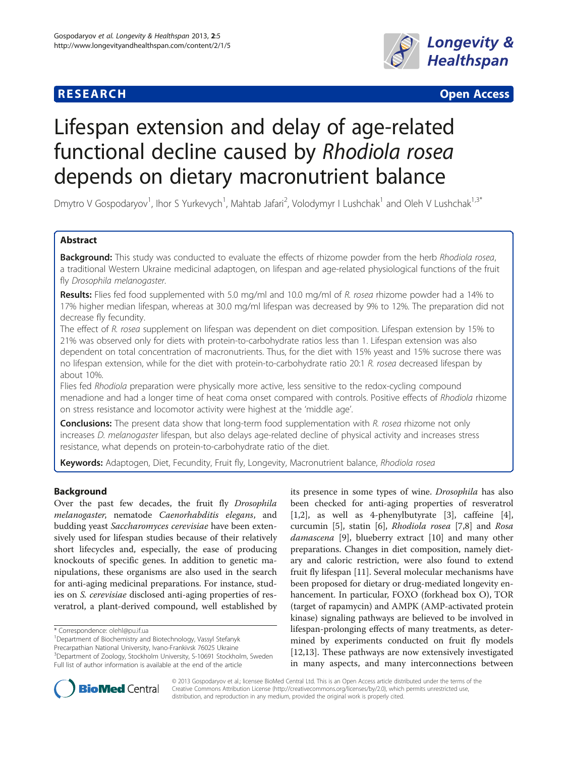**RESEARCH** **Open Access**

# Lifespan extension and delay of age-related functional decline caused by *Rhodiola rosea* depends on dietary macronutrient balance

Dmytro V Gospodaryov[1], Ihor S Yurkevych[1], Mahtab Jafari[2], Volodymyr I Lushchak[1] and Oleh V Lushchak[1,3*]

## Abstract

**Background:** This study was conducted to evaluate the effects of rhizome powder from the herb *Rhodiola rosea*, a traditional Western Ukraine medicinal adaptogen, on lifespan and age-related physiological functions of the fruit fly *Drosophila melanogaster*.

**Results:** Flies fed food supplemented with 5.0 mg/ml and 10.0 mg/ml of *R. rosea* rhizome powder had a 14% to 17% higher median lifespan, whereas at 30.0 mg/ml lifespan was decreased by 9% to 12%. The preparation did not decrease fly fecundity.

The effect of *R. rosea* supplement on lifespan was dependent on diet composition. Lifespan extension by 15% to 21% was observed only for diets with protein-to-carbohydrate ratios less than 1. Lifespan extension was also dependent on total concentration of macronutrients. Thus, for the diet with 15% yeast and 15% sucrose there was no lifespan extension, while for the diet with protein-to-carbohydrate ratio 20:1 *R. rosea* decreased lifespan by about 10%.

Flies fed *Rhodiola* preparation were physically more active, less sensitive to the redox-cycling compound menadione and had a longer time of heat coma onset compared with controls. Positive effects of *Rhodiola* rhizome on stress resistance and locomotor activity were highest at the 'middle age'.

**Conclusions:** The present data show that long-term food supplementation with *R. rosea* rhizome not only increases *D. melanogaster* lifespan, but also delays age-related decline of physical activity and increases stress resistance, what depends on protein-to-carbohydrate ratio of the diet.

**Keywords:** Adaptogen, Diet, Fecundity, Fruit fly, Longevity, Macronutrient balance, *Rhodiola rosea*

## Background

Over the past few decades, the fruit fly *Drosophila melanogaster*, nematode *Caenorhabditis elegans*, and budding yeast *Saccharomyces cerevisiae* have been extensively used for lifespan studies because of their relatively short lifecycles and, especially, the ease of producing knockouts of specific genes. In addition to genetic manipulations, these organisms are also used in the search for anti-aging medicinal preparations. For instance, studies on *S. cerevisiae* disclosed anti-aging properties of resveratrol, a plant-derived compound, well established by its presence in some types of wine. *Drosophila* has also been checked for anti-aging properties of resveratrol [1,2], as well as 4-phenylbutyrate [3], caffeine [4], curcumin [5], statin [6], *Rhodiola rosea* [7,8] and *Rosa damascena* [9], blueberry extract [10] and many other preparations. Changes in diet composition, namely dietary and caloric restriction, were also found to extend fruit fly lifespan [11]. Several molecular mechanisms have been proposed for dietary or drug-mediated longevity enhancement. In particular, FOXO (forkhead box O), TOR (target of rapamycin) and AMPK (AMP-activated protein kinase) signaling pathways are believed to be involved in lifespan-prolonging effects of many treatments, as determined by experiments conducted on fruit fly models [12,13]. These pathways are now extensively investigated in many aspects, and many interconnections between

\* Correspondence: olehl@pu.if.ua
[1]Department of Biochemistry and Biotechnology, Vassyl Stefanyk Precarpathian National University, Ivano-Frankivsk 76025 Ukraine
[3]Department of Zoology, Stockholm University, S-10691 Stockholm, Sweden
Full list of author information is available at the end of the article

© 2013 Gospodaryov et al.; licensee BioMed Central Ltd. This is an Open Access article distributed under the terms of the Creative Commons Attribution License (http://creativecommons.org/licenses/by/2.0), which permits unrestricted use, distribution, and reproduction in any medium, provided the original work is properly cited.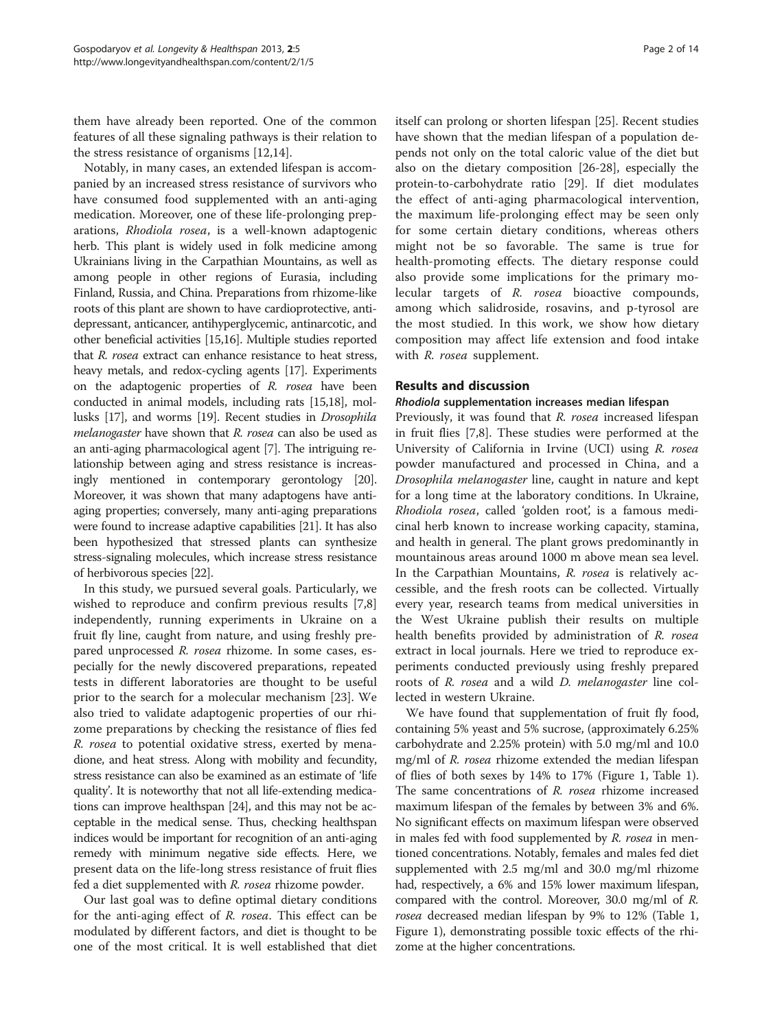them have already been reported. One of the common features of all these signaling pathways is their relation to the stress resistance of organisms [12,14].

Notably, in many cases, an extended lifespan is accompanied by an increased stress resistance of survivors who have consumed food supplemented with an anti-aging medication. Moreover, one of these life-prolonging preparations, *Rhodiola rosea*, is a well-known adaptogenic herb. This plant is widely used in folk medicine among Ukrainians living in the Carpathian Mountains, as well as among people in other regions of Eurasia, including Finland, Russia, and China. Preparations from rhizome-like roots of this plant are shown to have cardioprotective, antidepressant, anticancer, antihyperglycemic, antinarcotic, and other beneficial activities [15,16]. Multiple studies reported that *R. rosea* extract can enhance resistance to heat stress, heavy metals, and redox-cycling agents [17]. Experiments on the adaptogenic properties of *R. rosea* have been conducted in animal models, including rats [15,18], mollusks [17], and worms [19]. Recent studies in *Drosophila melanogaster* have shown that *R. rosea* can also be used as an anti-aging pharmacological agent [7]. The intriguing relationship between aging and stress resistance is increasingly mentioned in contemporary gerontology [20]. Moreover, it was shown that many adaptogens have anti-aging properties; conversely, many anti-aging preparations were found to increase adaptive capabilities [21]. It has also been hypothesized that stressed plants can synthesize stress-signaling molecules, which increase stress resistance of herbivorous species [22].

In this study, we pursued several goals. Particularly, we wished to reproduce and confirm previous results [7,8] independently, running experiments in Ukraine on a fruit fly line, caught from nature, and using freshly prepared unprocessed *R. rosea* rhizome. In some cases, especially for the newly discovered preparations, repeated tests in different laboratories are thought to be useful prior to the search for a molecular mechanism [23]. We also tried to validate adaptogenic properties of our rhizome preparations by checking the resistance of flies fed *R. rosea* to potential oxidative stress, exerted by menadione, and heat stress. Along with mobility and fecundity, stress resistance can also be examined as an estimate of 'life quality'. It is noteworthy that not all life-extending medications can improve healthspan [24], and this may not be acceptable in the medical sense. Thus, checking healthspan indices would be important for recognition of an anti-aging remedy with minimum negative side effects. Here, we present data on the life-long stress resistance of fruit flies fed a diet supplemented with *R. rosea* rhizome powder.

Our last goal was to define optimal dietary conditions for the anti-aging effect of *R. rosea*. This effect can be modulated by different factors, and diet is thought to be one of the most critical. It is well established that diet itself can prolong or shorten lifespan [25]. Recent studies have shown that the median lifespan of a population depends not only on the total caloric value of the diet but also on the dietary composition [26-28], especially the protein-to-carbohydrate ratio [29]. If diet modulates the effect of anti-aging pharmacological intervention, the maximum life-prolonging effect may be seen only for some certain dietary conditions, whereas others might not be so favorable. The same is true for health-promoting effects. The dietary response could also provide some implications for the primary molecular targets of *R. rosea* bioactive compounds, among which salidroside, rosavins, and p-tyrosol are the most studied. In this work, we show how dietary composition may affect life extension and food intake with *R. rosea* supplement.

## Results and discussion

### *Rhodiola* supplementation increases median lifespan

Previously, it was found that *R. rosea* increased lifespan in fruit flies [7,8]. These studies were performed at the University of California in Irvine (UCI) using *R. rosea* powder manufactured and processed in China, and a *Drosophila melanogaster* line, caught in nature and kept for a long time at the laboratory conditions. In Ukraine, *Rhodiola rosea*, called 'golden root', is a famous medicinal herb known to increase working capacity, stamina, and health in general. The plant grows predominantly in mountainous areas around 1000 m above mean sea level. In the Carpathian Mountains, *R. rosea* is relatively accessible, and the fresh roots can be collected. Virtually every year, research teams from medical universities in the West Ukraine publish their results on multiple health benefits provided by administration of *R. rosea* extract in local journals. Here we tried to reproduce experiments conducted previously using freshly prepared roots of *R. rosea* and a wild *D. melanogaster* line collected in western Ukraine.

We have found that supplementation of fruit fly food, containing 5% yeast and 5% sucrose, (approximately 6.25% carbohydrate and 2.25% protein) with 5.0 mg/ml and 10.0 mg/ml of *R. rosea* rhizome extended the median lifespan of flies of both sexes by 14% to 17% (Figure 1, Table 1). The same concentrations of *R. rosea* rhizome increased maximum lifespan of the females by between 3% and 6%. No significant effects on maximum lifespan were observed in males fed with food supplemented by *R. rosea* in mentioned concentrations. Notably, females and males fed diet supplemented with 2.5 mg/ml and 30.0 mg/ml rhizome had, respectively, a 6% and 15% lower maximum lifespan, compared with the control. Moreover, 30.0 mg/ml of *R. rosea* decreased median lifespan by 9% to 12% (Table 1, Figure 1), demonstrating possible toxic effects of the rhizome at the higher concentrations.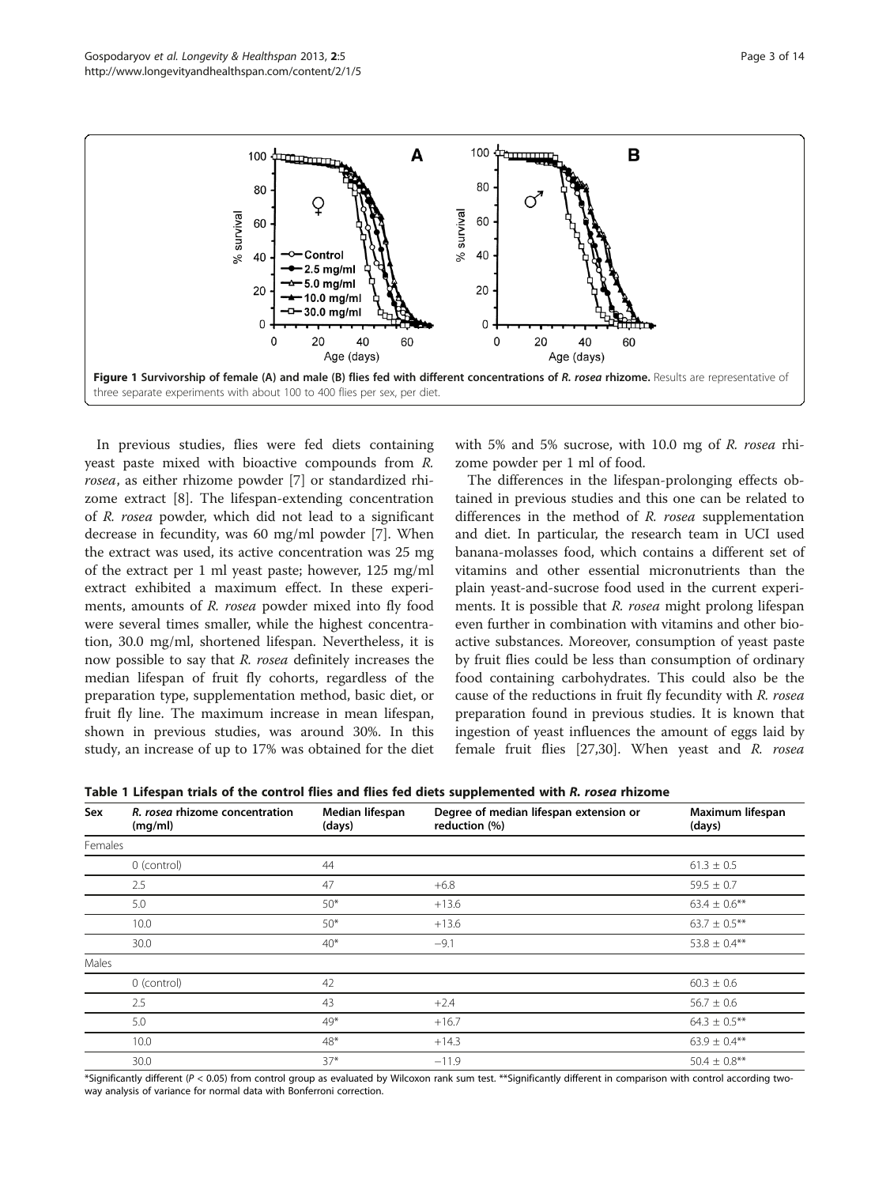Figure 1 Survivorship of female (A) and male (B) flies fed with different concentrations of *R. rosea* rhizome. Results are representative of three separate experiments with about 100 to 400 flies per sex, per diet.

In previous studies, flies were fed diets containing yeast paste mixed with bioactive compounds from *R. rosea*, as either rhizome powder [7] or standardized rhizome extract [8]. The lifespan-extending concentration of *R. rosea* powder, which did not lead to a significant decrease in fecundity, was 60 mg/ml powder [7]. When the extract was used, its active concentration was 25 mg of the extract per 1 ml yeast paste; however, 125 mg/ml extract exhibited a maximum effect. In these experiments, amounts of *R. rosea* powder mixed into fly food were several times smaller, while the highest concentration, 30.0 mg/ml, shortened lifespan. Nevertheless, it is now possible to say that *R. rosea* definitely increases the median lifespan of fruit fly cohorts, regardless of the preparation type, supplementation method, basic diet, or fruit fly line. The maximum increase in mean lifespan, shown in previous studies, was around 30%. In this study, an increase of up to 17% was obtained for the diet with 5% and 5% sucrose, with 10.0 mg of *R. rosea* rhizome powder per 1 ml of food.

The differences in the lifespan-prolonging effects obtained in previous studies and this one can be related to differences in the method of *R. rosea* supplementation and diet. In particular, the research team in UCI used banana-molasses food, which contains a different set of vitamins and other essential micronutrients than the plain yeast-and-sucrose food used in the current experiments. It is possible that *R. rosea* might prolong lifespan even further in combination with vitamins and other bioactive substances. Moreover, consumption of yeast paste by fruit flies could be less than consumption of ordinary food containing carbohydrates. This could also be the cause of the reductions in fruit fly fecundity with *R. rosea* preparation found in previous studies. It is known that ingestion of yeast influences the amount of eggs laid by female fruit flies [27,30]. When yeast and *R. rosea*

**Table 1 Lifespan trials of the control flies and flies fed diets supplemented with *R. rosea* rhizome**

| Sex | *R. rosea* rhizome concentration (mg/ml) | Median lifespan (days) | Degree of median lifespan extension or reduction (%) | Maximum lifespan (days) |
|---|---|---|---|---|
| Females | | | | |
| | 0 (control) | 44 | | 61.3 ± 0.5 |
| | 2.5 | 47 | +6.8 | 59.5 ± 0.7 |
| | 5.0 | 50* | +13.6 | 63.4 ± 0.6** |
| | 10.0 | 50* | +13.6 | 63.7 ± 0.5** |
| | 30.0 | 40* | −9.1 | 53.8 ± 0.4** |
| Males | | | | |
| | 0 (control) | 42 | | 60.3 ± 0.6 |
| | 2.5 | 43 | +2.4 | 56.7 ± 0.6 |
| | 5.0 | 49* | +16.7 | 64.3 ± 0.5** |
| | 10.0 | 48* | +14.3 | 63.9 ± 0.4** |
| | 30.0 | 37* | −11.9 | 50.4 ± 0.8** |

*Significantly different ($P < 0.05$) from control group as evaluated by Wilcoxon rank sum test. **Significantly different in comparison with control according two-way analysis of variance for normal data with Bonferroni correction.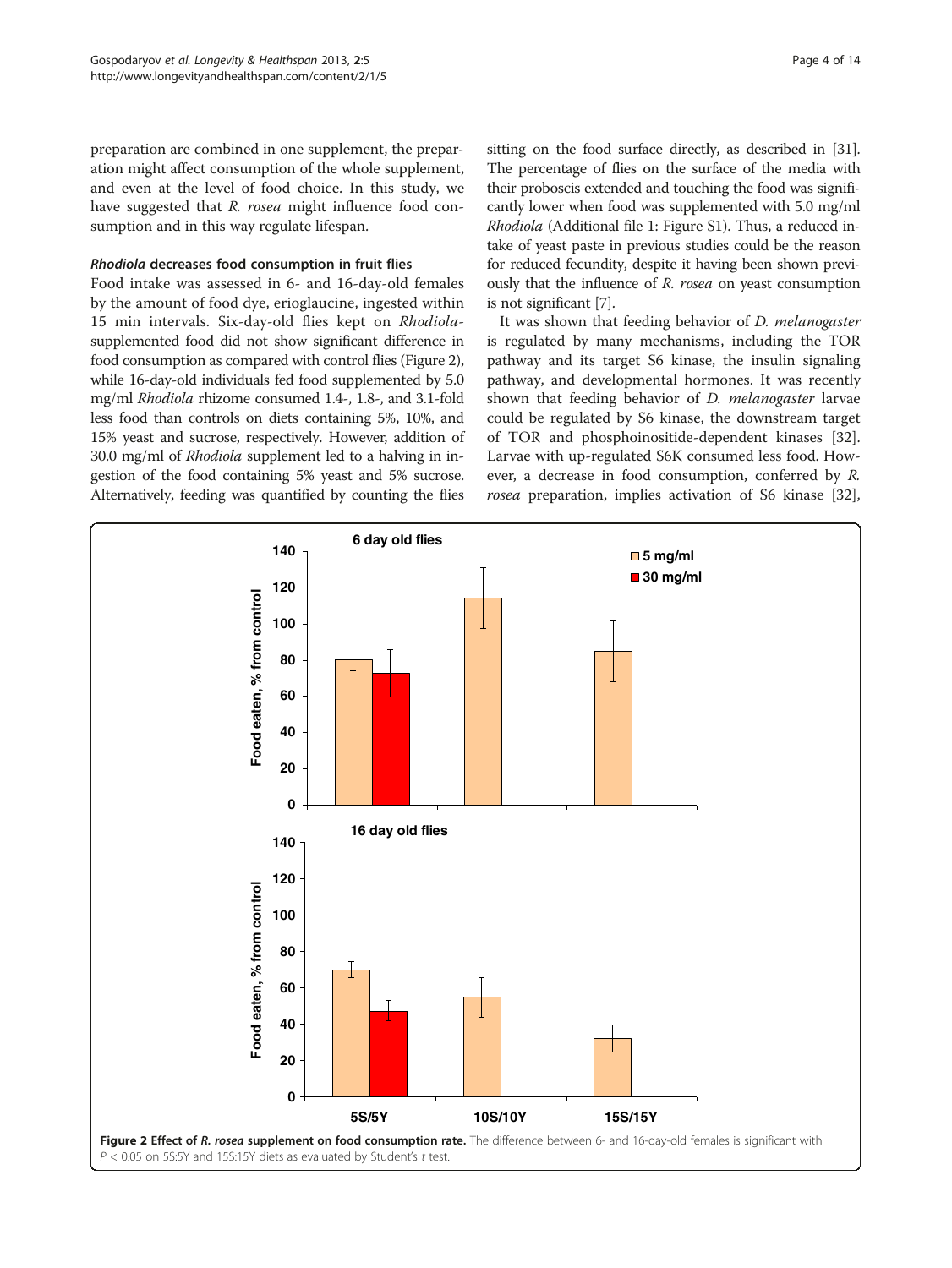preparation are combined in one supplement, the preparation might affect consumption of the whole supplement, and even at the level of food choice. In this study, we have suggested that *R. rosea* might influence food consumption and in this way regulate lifespan.

#### *Rhodiola* decreases food consumption in fruit flies

Food intake was assessed in 6- and 16-day-old females by the amount of food dye, erioglaucine, ingested within 15 min intervals. Six-day-old flies kept on *Rhodiola*-supplemented food did not show significant difference in food consumption as compared with control flies (Figure 2), while 16-day-old individuals fed food supplemented by 5.0 mg/ml *Rhodiola* rhizome consumed 1.4-, 1.8-, and 3.1-fold less food than controls on diets containing 5%, 10%, and 15% yeast and sucrose, respectively. However, addition of 30.0 mg/ml of *Rhodiola* supplement led to a halving in ingestion of the food containing 5% yeast and 5% sucrose. Alternatively, feeding was quantified by counting the flies sitting on the food surface directly, as described in [31]. The percentage of flies on the surface of the media with their proboscis extended and touching the food was significantly lower when food was supplemented with 5.0 mg/ml *Rhodiola* (Additional file 1: Figure S1). Thus, a reduced intake of yeast paste in previous studies could be the reason for reduced fecundity, despite it having been shown previously that the influence of *R. rosea* on yeast consumption is not significant [7].

It was shown that feeding behavior of *D. melanogaster* is regulated by many mechanisms, including the TOR pathway and its target S6 kinase, the insulin signaling pathway, and developmental hormones. It was recently shown that feeding behavior of *D. melanogaster* larvae could be regulated by S6 kinase, the downstream target of TOR and phosphoinositide-dependent kinases [32]. Larvae with up-regulated S6K consumed less food. However, a decrease in food consumption, conferred by *R. rosea* preparation, implies activation of S6 kinase [32],

**Figure 2 Effect of *R. rosea* supplement on food consumption rate.** The difference between 6- and 16-day-old females is significant with $P < 0.05$ on 5S:5Y and 15S:15Y diets as evaluated by Student's *t* test.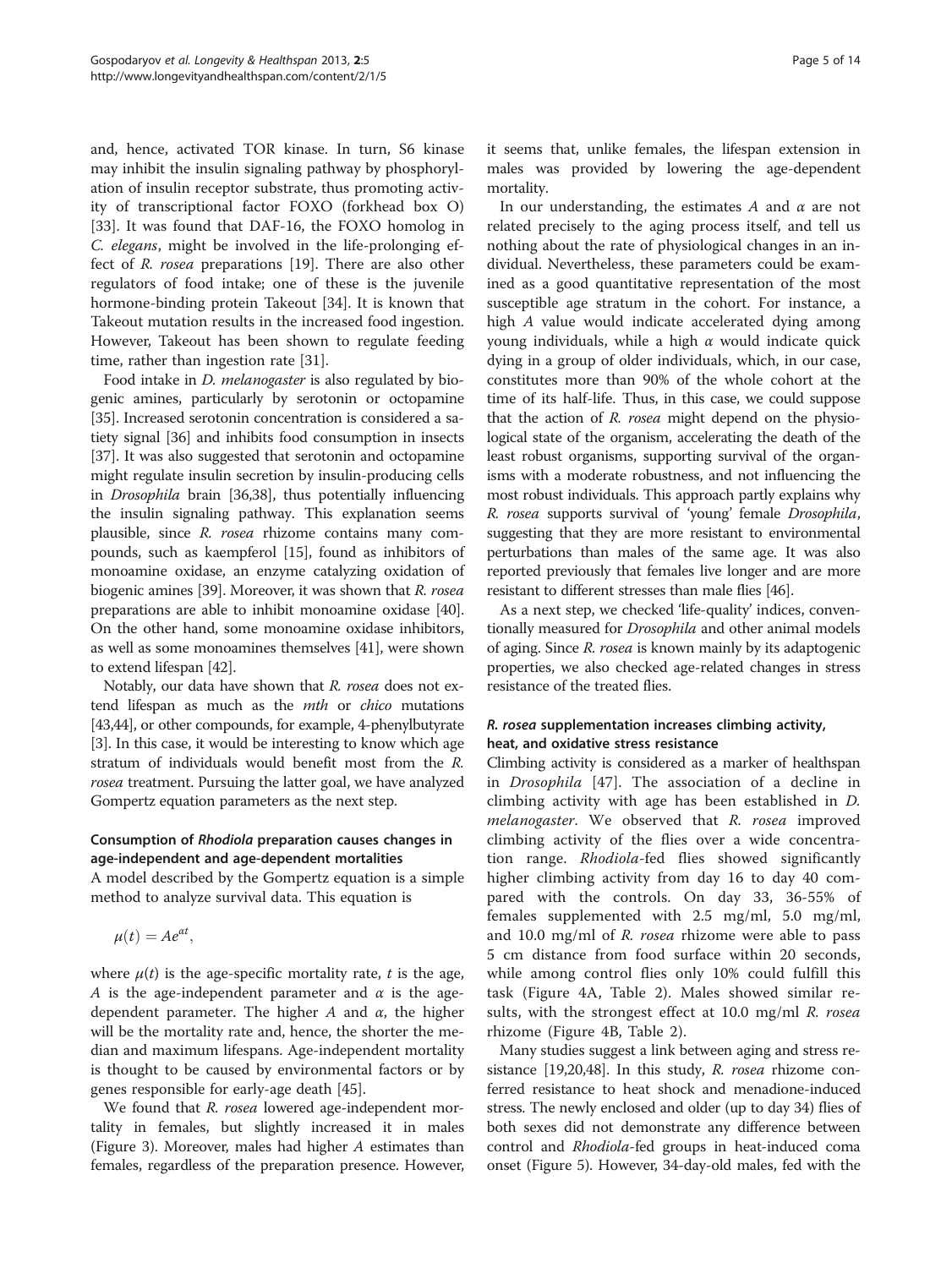and, hence, activated TOR kinase. In turn, S6 kinase may inhibit the insulin signaling pathway by phosphorylation of insulin receptor substrate, thus promoting activity of transcriptional factor FOXO (forkhead box O) [33]. It was found that DAF-16, the FOXO homolog in *C. elegans*, might be involved in the life-prolonging effect of *R. rosea* preparations [19]. There are also other regulators of food intake; one of these is the juvenile hormone-binding protein Takeout [34]. It is known that Takeout mutation results in the increased food ingestion. However, Takeout has been shown to regulate feeding time, rather than ingestion rate [31].

Food intake in *D. melanogaster* is also regulated by biogenic amines, particularly by serotonin or octopamine [35]. Increased serotonin concentration is considered a satiety signal [36] and inhibits food consumption in insects [37]. It was also suggested that serotonin and octopamine might regulate insulin secretion by insulin-producing cells in *Drosophila* brain [36,38], thus potentially influencing the insulin signaling pathway. This explanation seems plausible, since *R. rosea* rhizome contains many compounds, such as kaempferol [15], found as inhibitors of monoamine oxidase, an enzyme catalyzing oxidation of biogenic amines [39]. Moreover, it was shown that *R. rosea* preparations are able to inhibit monoamine oxidase [40]. On the other hand, some monoamine oxidase inhibitors, as well as some monoamines themselves [41], were shown to extend lifespan [42].

Notably, our data have shown that *R. rosea* does not extend lifespan as much as the *mth* or *chico* mutations [43,44], or other compounds, for example, 4-phenylbutyrate [3]. In this case, it would be interesting to know which age stratum of individuals would benefit most from the *R. rosea* treatment. Pursuing the latter goal, we have analyzed Gompertz equation parameters as the next step.

### Consumption of *Rhodiola* preparation causes changes in age-independent and age-dependent mortalities

A model described by the Gompertz equation is a simple method to analyze survival data. This equation is

$$\mu(t) = Ae^{\alpha t},$$

where $\mu(t)$ is the age-specific mortality rate, $t$ is the age, $A$ is the age-independent parameter and $\alpha$ is the age-dependent parameter. The higher $A$ and $\alpha$, the higher will be the mortality rate and, hence, the shorter the median and maximum lifespans. Age-independent mortality is thought to be caused by environmental factors or by genes responsible for early-age death [45].

We found that *R. rosea* lowered age-independent mortality in females, but slightly increased it in males (Figure 3). Moreover, males had higher $A$ estimates than females, regardless of the preparation presence. However, it seems that, unlike females, the lifespan extension in males was provided by lowering the age-dependent mortality.

In our understanding, the estimates $A$ and $\alpha$ are not related precisely to the aging process itself, and tell us nothing about the rate of physiological changes in an individual. Nevertheless, these parameters could be examined as a good quantitative representation of the most susceptible age stratum in the cohort. For instance, a high $A$ value would indicate accelerated dying among young individuals, while a high $\alpha$ would indicate quick dying in a group of older individuals, which, in our case, constitutes more than 90% of the whole cohort at the time of its half-life. Thus, in this case, we could suppose that the action of *R. rosea* might depend on the physiological state of the organism, accelerating the death of the least robust organisms, supporting survival of the organisms with a moderate robustness, and not influencing the most robust individuals. This approach partly explains why *R. rosea* supports survival of 'young' female *Drosophila*, suggesting that they are more resistant to environmental perturbations than males of the same age. It was also reported previously that females live longer and are more resistant to different stresses than male flies [46].

As a next step, we checked 'life-quality' indices, conventionally measured for *Drosophila* and other animal models of aging. Since *R. rosea* is known mainly by its adaptogenic properties, we also checked age-related changes in stress resistance of the treated flies.

### *R. rosea* supplementation increases climbing activity, heat, and oxidative stress resistance

Climbing activity is considered as a marker of healthspan in *Drosophila* [47]. The association of a decline in climbing activity with age has been established in *D. melanogaster*. We observed that *R. rosea* improved climbing activity of the flies over a wide concentration range. *Rhodiola*-fed flies showed significantly higher climbing activity from day 16 to day 40 compared with the controls. On day 33, 36-55% of females supplemented with 2.5 mg/ml, 5.0 mg/ml, and 10.0 mg/ml of *R. rosea* rhizome were able to pass 5 cm distance from food surface within 20 seconds, while among control flies only 10% could fulfill this task (Figure 4A, Table 2). Males showed similar results, with the strongest effect at 10.0 mg/ml *R. rosea* rhizome (Figure 4B, Table 2).

Many studies suggest a link between aging and stress resistance [19,20,48]. In this study, *R. rosea* rhizome conferred resistance to heat shock and menadione-induced stress. The newly enclosed and older (up to day 34) flies of both sexes did not demonstrate any difference between control and *Rhodiola*-fed groups in heat-induced coma onset (Figure 5). However, 34-day-old males, fed with the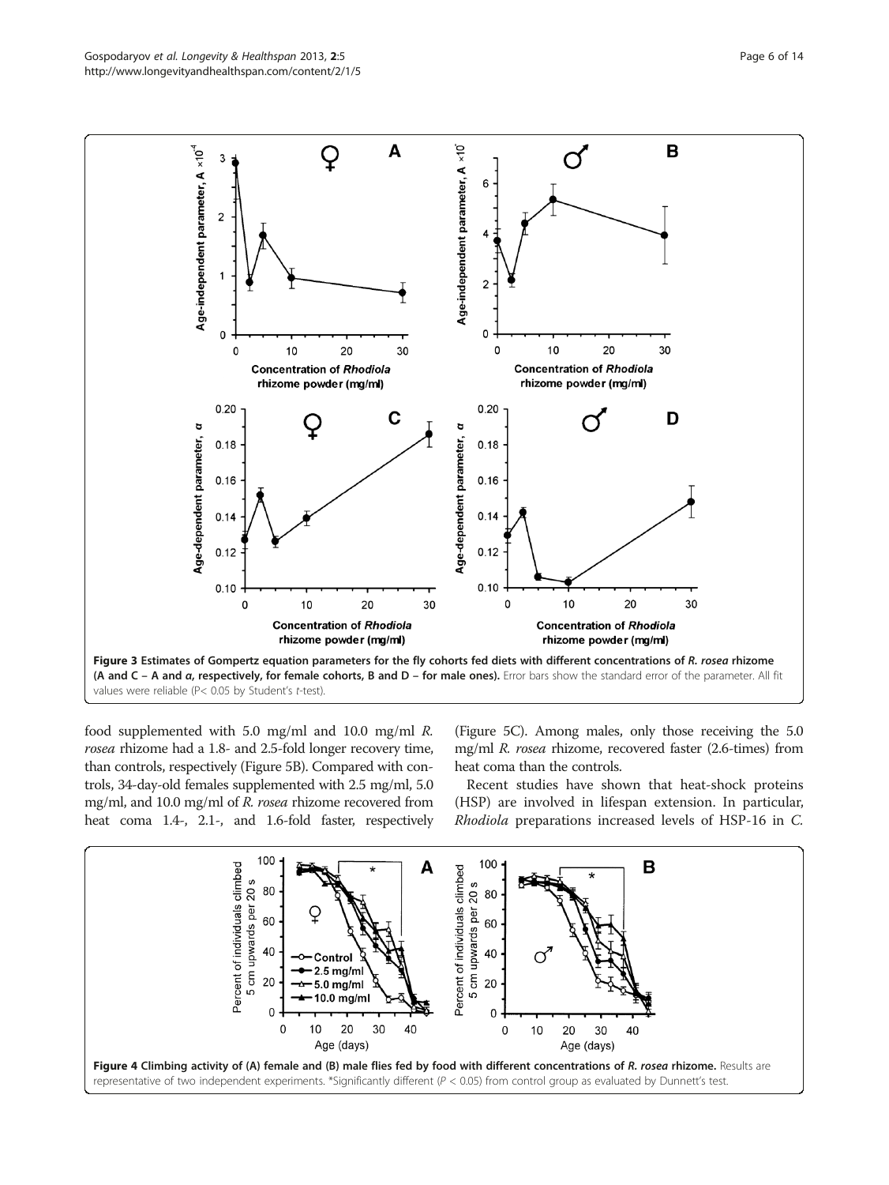**Figure 3 Estimates of Gompertz equation parameters for the fly cohorts fed diets with different concentrations of *R. rosea* rhizome (A and C – A and *α*, respectively, for female cohorts, B and D – for male ones).** Error bars show the standard error of the parameter. All fit values were reliable (P< 0.05 by Student's *t*-test).

food supplemented with 5.0 mg/ml and 10.0 mg/ml *R. rosea* rhizome had a 1.8- and 2.5-fold longer recovery time, than controls, respectively (Figure 5B). Compared with controls, 34-day-old females supplemented with 2.5 mg/ml, 5.0 mg/ml, and 10.0 mg/ml of *R. rosea* rhizome recovered from heat coma 1.4-, 2.1-, and 1.6-fold faster, respectively (Figure 5C). Among males, only those receiving the 5.0 mg/ml *R. rosea* rhizome, recovered faster (2.6-times) from heat coma than the controls.

Recent studies have shown that heat-shock proteins (HSP) are involved in lifespan extension. In particular, *Rhodiola* preparations increased levels of HSP-16 in *C.*

**Figure 4 Climbing activity of (A) female and (B) male flies fed by food with different concentrations of *R. rosea* rhizome.** Results are representative of two independent experiments. *Significantly different ($P < 0.05$) from control group as evaluated by Dunnett's test.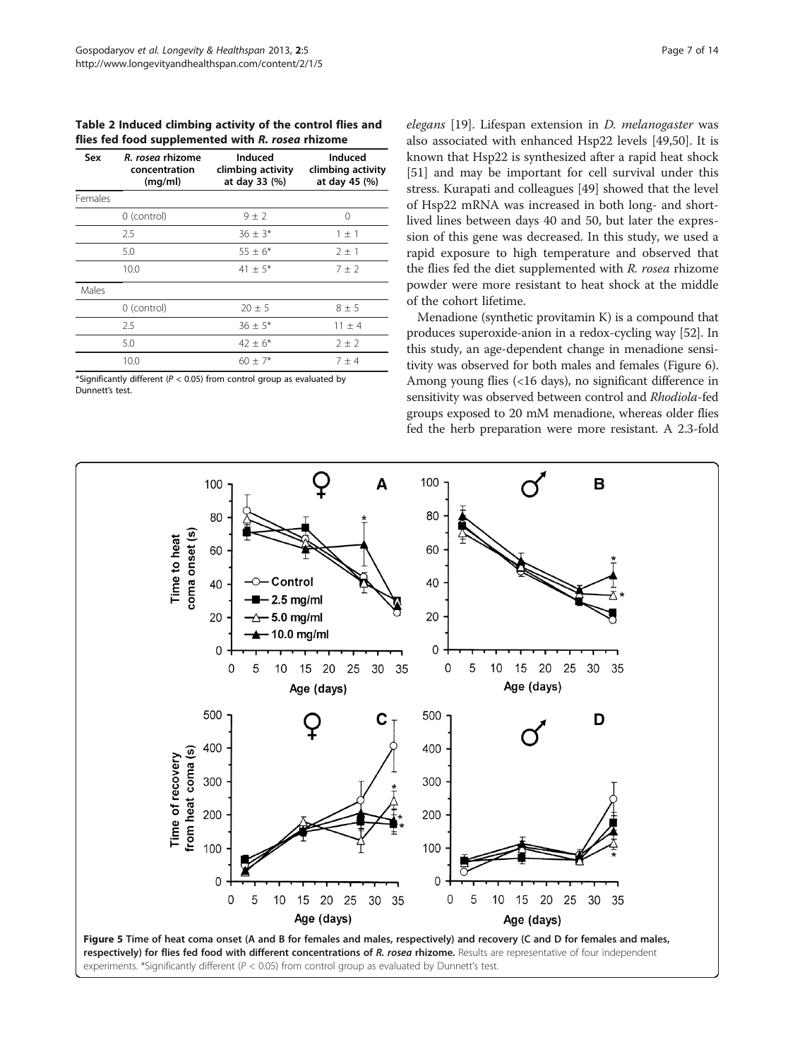**Table 2 Induced climbing activity of the control flies and flies fed food supplemented with *R. rosea* rhizome**

| Sex | *R. rosea* rhizome concentration (mg/ml) | Induced climbing activity at day 33 (%) | Induced climbing activity at day 45 (%) |
|---|---|---|---|
| Females | | | |
| | 0 (control) | 9 ± 2 | 0 |
| | 2.5 | 36 ± 3* | 1 ± 1 |
| | 5.0 | 55 ± 6* | 2 ± 1 |
| | 10.0 | 41 ± 5* | 7 ± 2 |
| Males | | | |
| | 0 (control) | 20 ± 5 | 8 ± 5 |
| | 2.5 | 36 ± 5* | 11 ± 4 |
| | 5.0 | 42 ± 6* | 2 ± 2 |
| | 10.0 | 60 ± 7* | 7 ± 4 |

*Significantly different ($P < 0.05$) from control group as evaluated by Dunnett's test.

*elegans* [19]. Lifespan extension in *D. melanogaster* was also associated with enhanced Hsp22 levels [49,50]. It is known that Hsp22 is synthesized after a rapid heat shock [51] and may be important for cell survival under this stress. Kurapati and colleagues [49] showed that the level of Hsp22 mRNA was increased in both long- and short-lived lines between days 40 and 50, but later the expression of this gene was decreased. In this study, we used a rapid exposure to high temperature and observed that the flies fed the diet supplemented with *R. rosea* rhizome powder were more resistant to heat shock at the middle of the cohort lifetime.

Menadione (synthetic provitamin K) is a compound that produces superoxide-anion in a redox-cycling way [52]. In this study, an age-dependent change in menadione sensitivity was observed for both males and females (Figure 6). Among young flies (<16 days), no significant difference in sensitivity was observed between control and *Rhodiola*-fed groups exposed to 20 mM menadione, whereas older flies fed the herb preparation were more resistant. A 2.3-fold

**Figure 5 Time of heat coma onset (A and B for females and males, respectively) and recovery (C and D for females and males, respectively) for flies fed food with different concentrations of *R. rosea* rhizome.** Results are representative of four independent experiments. *Significantly different ($P < 0.05$) from control group as evaluated by Dunnett's test.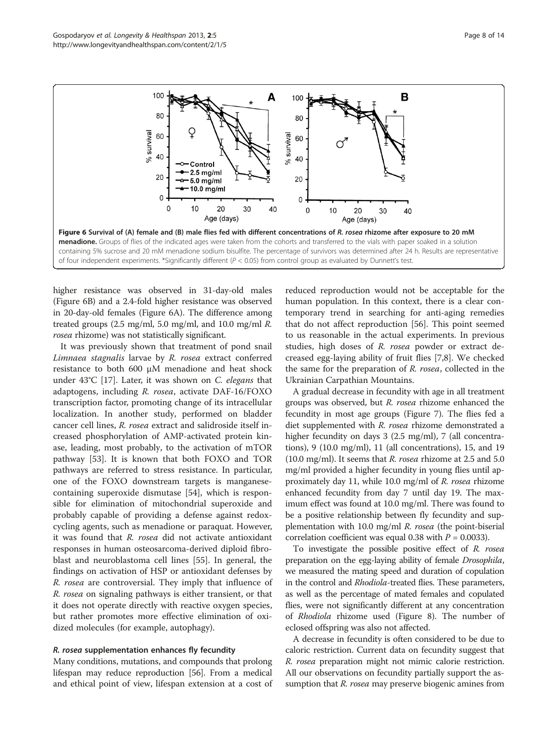**Figure 6 Survival of (A) female and (B) male flies fed with different concentrations of *R. rosea* rhizome after exposure to 20 mM menadione.** Groups of flies of the indicated ages were taken from the cohorts and transferred to the vials with paper soaked in a solution containing 5% sucrose and 20 mM menadione sodium bisulfite. The percentage of survivors was determined after 24 h. Results are representative of four independent experiments. *Significantly different ($P < 0.05$) from control group as evaluated by Dunnett's test.

higher resistance was observed in 31-day-old males (Figure 6B) and a 2.4-fold higher resistance was observed in 20-day-old females (Figure 6A). The difference among treated groups (2.5 mg/ml, 5.0 mg/ml, and 10.0 mg/ml *R. rosea* rhizome) was not statistically significant.

It was previously shown that treatment of pond snail *Limnaea stagnalis* larvae by *R. rosea* extract conferred resistance to both 600 μM menadione and heat shock under 43°C [17]. Later, it was shown on *C. elegans* that adaptogens, including *R. rosea*, activate DAF-16/FOXO transcription factor, promoting change of its intracellular localization. In another study, performed on bladder cancer cell lines, *R. rosea* extract and salidroside itself increased phosphorylation of AMP-activated protein kinase, leading, most probably, to the activation of mTOR pathway [53]. It is known that both FOXO and TOR pathways are referred to stress resistance. In particular, one of the FOXO downstream targets is manganese-containing superoxide dismutase [54], which is responsible for elimination of mitochondrial superoxide and probably capable of providing a defense against redox-cycling agents, such as menadione or paraquat. However, it was found that *R. rosea* did not activate antioxidant responses in human osteosarcoma-derived diploid fibroblast and neuroblastoma cell lines [55]. In general, the findings on activation of HSP or antioxidant defenses by *R. rosea* are controversial. They imply that influence of *R. rosea* on signaling pathways is either transient, or that it does not operate directly with reactive oxygen species, but rather promotes more effective elimination of oxidized molecules (for example, autophagy).

#### *R. rosea* supplementation enhances fly fecundity

Many conditions, mutations, and compounds that prolong lifespan may reduce reproduction [56]. From a medical and ethical point of view, lifespan extension at a cost of reduced reproduction would not be acceptable for the human population. In this context, there is a clear contemporary trend in searching for anti-aging remedies that do not affect reproduction [56]. This point seemed to us reasonable in the actual experiments. In previous studies, high doses of *R. rosea* powder or extract decreased egg-laying ability of fruit flies [7,8]. We checked the same for the preparation of *R. rosea*, collected in the Ukrainian Carpathian Mountains.

A gradual decrease in fecundity with age in all treatment groups was observed, but *R. rosea* rhizome enhanced the fecundity in most age groups (Figure 7). The flies fed a diet supplemented with *R. rosea* rhizome demonstrated a higher fecundity on days 3 (2.5 mg/ml), 7 (all concentrations), 9 (10.0 mg/ml), 11 (all concentrations), 15, and 19 (10.0 mg/ml). It seems that *R. rosea* rhizome at 2.5 and 5.0 mg/ml provided a higher fecundity in young flies until approximately day 11, while 10.0 mg/ml of *R. rosea* rhizome enhanced fecundity from day 7 until day 19. The maximum effect was found at 10.0 mg/ml. There was found to be a positive relationship between fly fecundity and supplementation with 10.0 mg/ml *R. rosea* (the point-biserial correlation coefficient was equal 0.38 with $P = 0.0033$).

To investigate the possible positive effect of *R. rosea* preparation on the egg-laying ability of female *Drosophila*, we measured the mating speed and duration of copulation in the control and *Rhodiola*-treated flies. These parameters, as well as the percentage of mated females and copulated flies, were not significantly different at any concentration of *Rhodiola* rhizome used (Figure 8). The number of eclosed offspring was also not affected.

A decrease in fecundity is often considered to be due to caloric restriction. Current data on fecundity suggest that *R. rosea* preparation might not mimic calorie restriction. All our observations on fecundity partially support the assumption that *R. rosea* may preserve biogenic amines from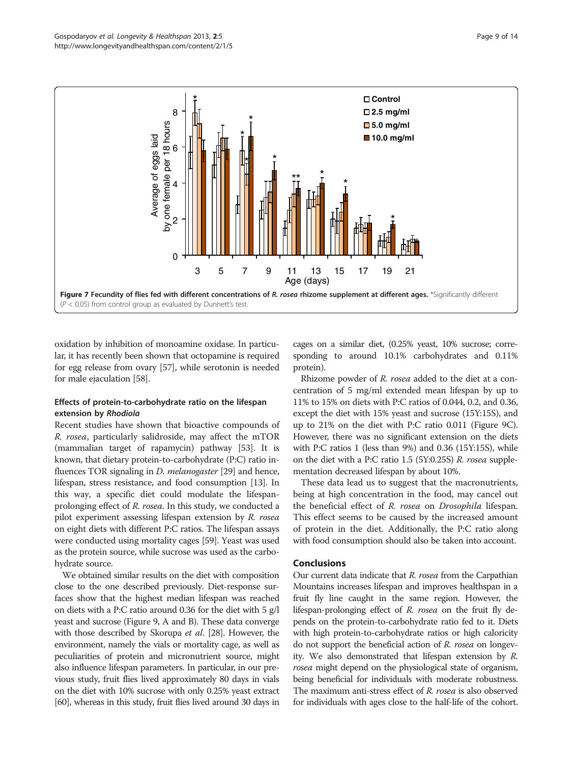Figure 7 Fecundity of flies fed with different concentrations of *R. rosea* rhizome supplement at different ages. *Significantly different ($P < 0.05$) from control group as evaluated by Dunnett's test.

oxidation by inhibition of monoamine oxidase. In particular, it has recently been shown that octopamine is required for egg release from ovary [57], while serotonin is needed for male ejaculation [58].

### Effects of protein-to-carbohydrate ratio on the lifespan extension by *Rhodiola*

Recent studies have shown that bioactive compounds of *R. rosea*, particularly salidroside, may affect the mTOR (mammalian target of rapamycin) pathway [53]. It is known, that dietary protein-to-carbohydrate (P:C) ratio influences TOR signaling in *D. melanogaster* [29] and hence, lifespan, stress resistance, and food consumption [13]. In this way, a specific diet could modulate the lifespan-prolonging effect of *R. rosea*. In this study, we conducted a pilot experiment assessing lifespan extension by *R. rosea* on eight diets with different P:C ratios. The lifespan assays were conducted using mortality cages [59]. Yeast was used as the protein source, while sucrose was used as the carbohydrate source.

We obtained similar results on the diet with composition close to the one described previously. Diet-response surfaces show that the highest median lifespan was reached on diets with a P:C ratio around 0.36 for the diet with 5 g/l yeast and sucrose (Figure 9, A and B). These data converge with those described by Skorupa *et al*. [28]. However, the environment, namely the vials or mortality cage, as well as peculiarities of protein and micronutrient source, might also influence lifespan parameters. In particular, in our previous study, fruit flies lived approximately 80 days in vials on the diet with 10% sucrose with only 0.25% yeast extract [60], whereas in this study, fruit flies lived around 30 days in cages on a similar diet, (0.25% yeast, 10% sucrose; corresponding to around 10.1% carbohydrates and 0.11% protein).

Rhizome powder of *R. rosea* added to the diet at a concentration of 5 mg/ml extended mean lifespan by up to 11% to 15% on diets with P:C ratios of 0.044, 0.2, and 0.36, except the diet with 15% yeast and sucrose (15Y:15S), and up to 21% on the diet with P:C ratio 0.011 (Figure 9C). However, there was no significant extension on the diets with P:C ratios 1 (less than 9%) and 0.36 (15Y:15S), while on the diet with a P:C ratio 1.5 (5Y:0.25S) *R. rosea* supplementation decreased lifespan by about 10%.

These data lead us to suggest that the macronutrients, being at high concentration in the food, may cancel out the beneficial effect of *R. rosea* on *Drosophila* lifespan. This effect seems to be caused by the increased amount of protein in the diet. Additionally, the P:C ratio along with food consumption should also be taken into account.

## Conclusions

Our current data indicate that *R. rosea* from the Carpathian Mountains increases lifespan and improves healthspan in a fruit fly line caught in the same region. However, the lifespan-prolonging effect of *R. rosea* on the fruit fly depends on the protein-to-carbohydrate ratio fed to it. Diets with high protein-to-carbohydrate ratios or high caloricity do not support the beneficial action of *R. rosea* on longevity. We also demonstrated that lifespan extension by *R. rosea* might depend on the physiological state of organism, being beneficial for individuals with moderate robustness. The maximum anti-stress effect of *R. rosea* is also observed for individuals with ages close to the half-life of the cohort.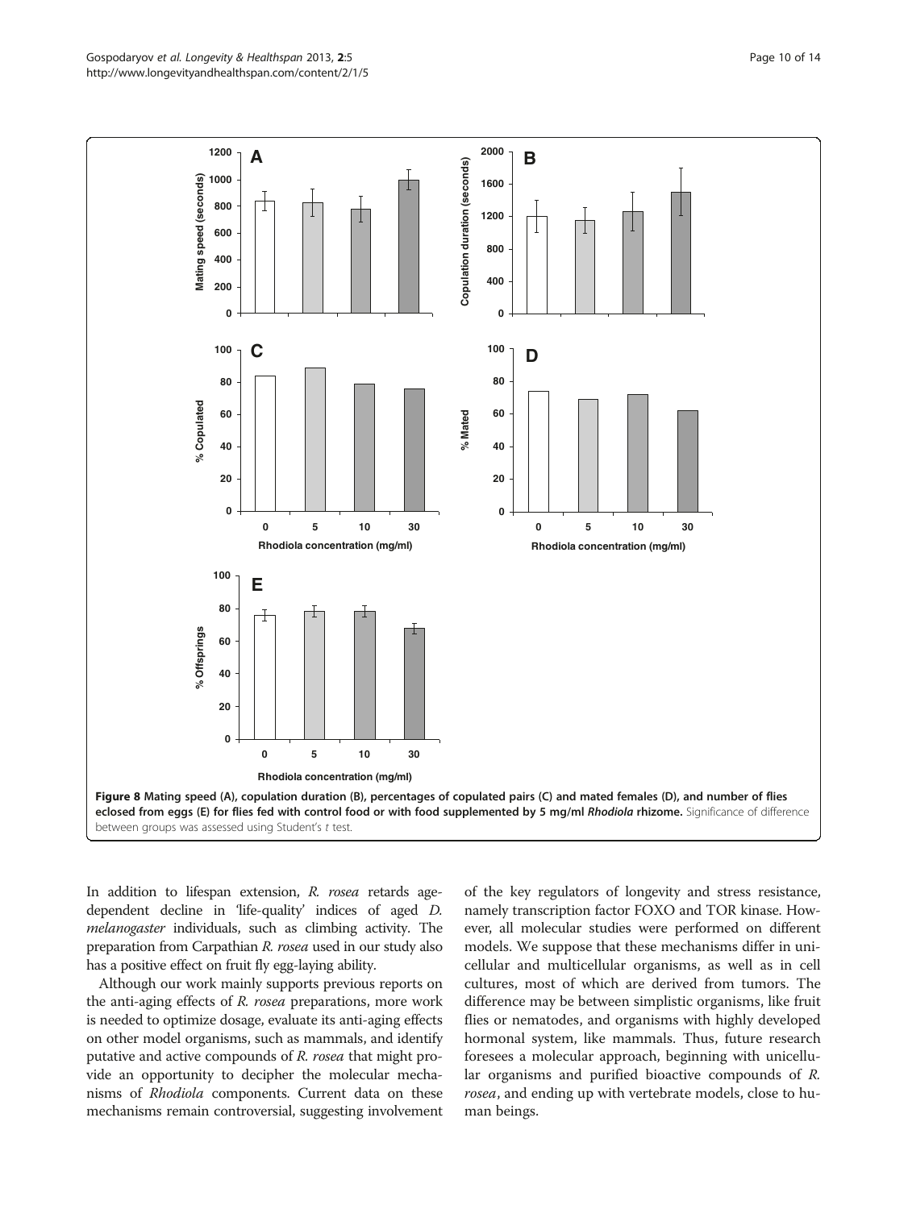**Figure 8 Mating speed (A), copulation duration (B), percentages of copulated pairs (C) and mated females (D), and number of flies eclosed from eggs (E) for flies fed with control food or with food supplemented by 5 mg/ml *Rhodiola* rhizome.** Significance of difference between groups was assessed using Student's *t* test.

In addition to lifespan extension, *R. rosea* retards age-dependent decline in 'life-quality' indices of aged *D. melanogaster* individuals, such as climbing activity. The preparation from Carpathian *R. rosea* used in our study also has a positive effect on fruit fly egg-laying ability.

Although our work mainly supports previous reports on the anti-aging effects of *R. rosea* preparations, more work is needed to optimize dosage, evaluate its anti-aging effects on other model organisms, such as mammals, and identify putative and active compounds of *R. rosea* that might provide an opportunity to decipher the molecular mechanisms of *Rhodiola* components. Current data on these mechanisms remain controversial, suggesting involvement of the key regulators of longevity and stress resistance, namely transcription factor FOXO and TOR kinase. However, all molecular studies were performed on different models. We suppose that these mechanisms differ in unicellular and multicellular organisms, as well as in cell cultures, most of which are derived from tumors. The difference may be between simplistic organisms, like fruit flies or nematodes, and organisms with highly developed hormonal system, like mammals. Thus, future research foresees a molecular approach, beginning with unicellular organisms and purified bioactive compounds of *R. rosea*, and ending up with vertebrate models, close to human beings.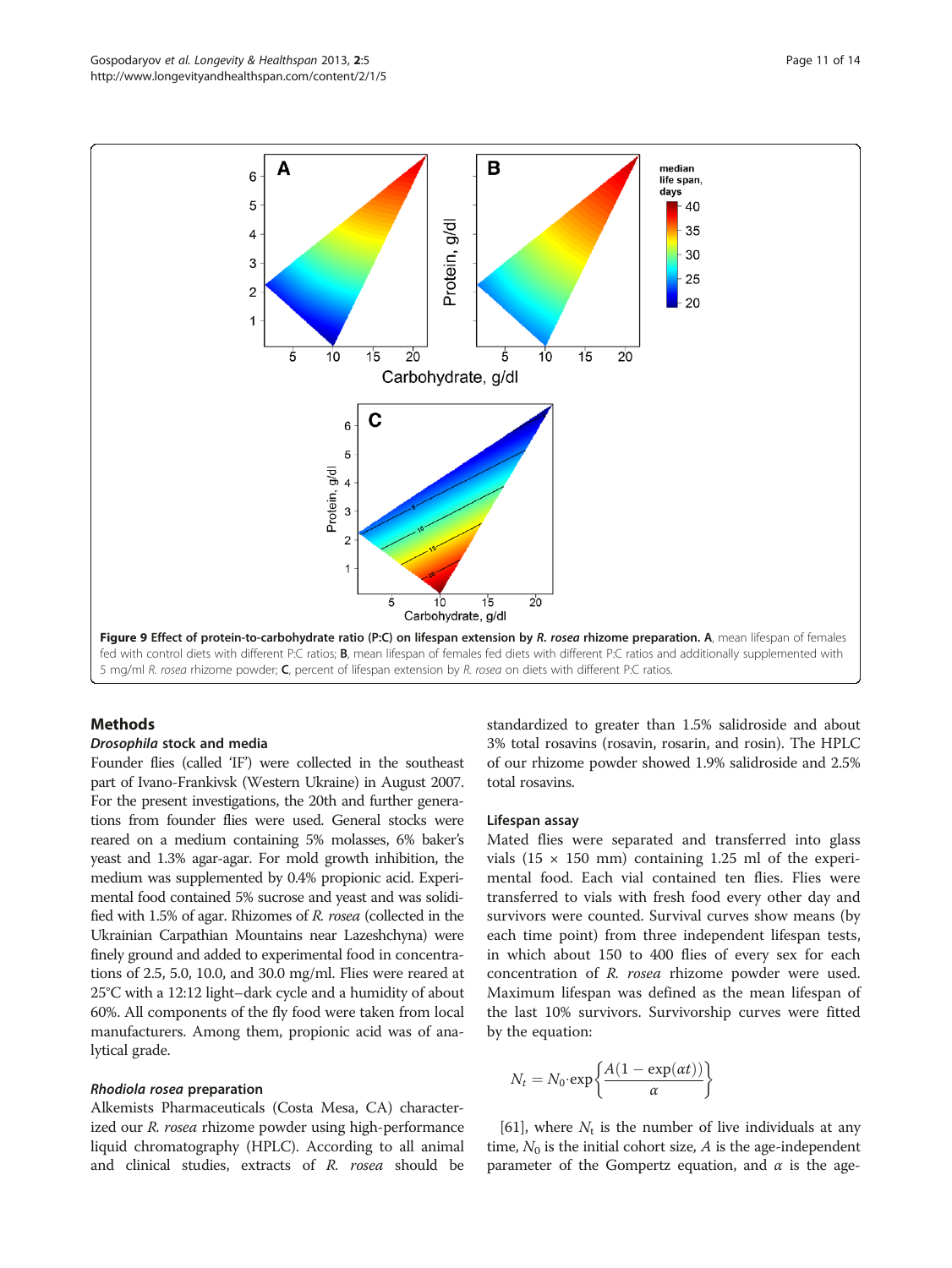**Figure 9 Effect of protein-to-carbohydrate ratio (P:C) on lifespan extension by *R. rosea* rhizome preparation. A**, mean lifespan of females fed with control diets with different P:C ratios; **B**, mean lifespan of females fed diets with different P:C ratios and additionally supplemented with 5 mg/ml *R. rosea* rhizome powder; **C**, percent of lifespan extension by *R. rosea* on diets with different P:C ratios.

## Methods

### *Drosophila* stock and media

Founder flies (called 'IF') were collected in the southeast part of Ivano-Frankivsk (Western Ukraine) in August 2007. For the present investigations, the 20th and further generations from founder flies were used. General stocks were reared on a medium containing 5% molasses, 6% baker's yeast and 1.3% agar-agar. For mold growth inhibition, the medium was supplemented by 0.4% propionic acid. Experimental food contained 5% sucrose and yeast and was solidified with 1.5% of agar. Rhizomes of *R. rosea* (collected in the Ukrainian Carpathian Mountains near Lazeshchyna) were finely ground and added to experimental food in concentrations of 2.5, 5.0, 10.0, and 30.0 mg/ml. Flies were reared at 25°C with a 12:12 light–dark cycle and a humidity of about 60%. All components of the fly food were taken from local manufacturers. Among them, propionic acid was of analytical grade.

### *Rhodiola rosea* preparation

Alkemists Pharmaceuticals (Costa Mesa, CA) characterized our *R. rosea* rhizome powder using high-performance liquid chromatography (HPLC). According to all animal and clinical studies, extracts of *R. rosea* should be standardized to greater than 1.5% salidroside and about 3% total rosavins (rosavin, rosarin, and rosin). The HPLC of our rhizome powder showed 1.9% salidroside and 2.5% total rosavins.

### Lifespan assay

Mated flies were separated and transferred into glass vials (15 × 150 mm) containing 1.25 ml of the experimental food. Each vial contained ten flies. Flies were transferred to vials with fresh food every other day and survivors were counted. Survival curves show means (by each time point) from three independent lifespan tests, in which about 150 to 400 flies of every sex for each concentration of *R. rosea* rhizome powder were used. Maximum lifespan was defined as the mean lifespan of the last 10% survivors. Survivorship curves were fitted by the equation:

$$N_t = N_0 \cdot \exp\left\{\frac{A(1-\exp(\alpha t))}{\alpha}\right\}$$

[61], where $N_t$ is the number of live individuals at any time, $N_0$ is the initial cohort size, $A$ is the age-independent parameter of the Gompertz equation, and $\alpha$ is the age-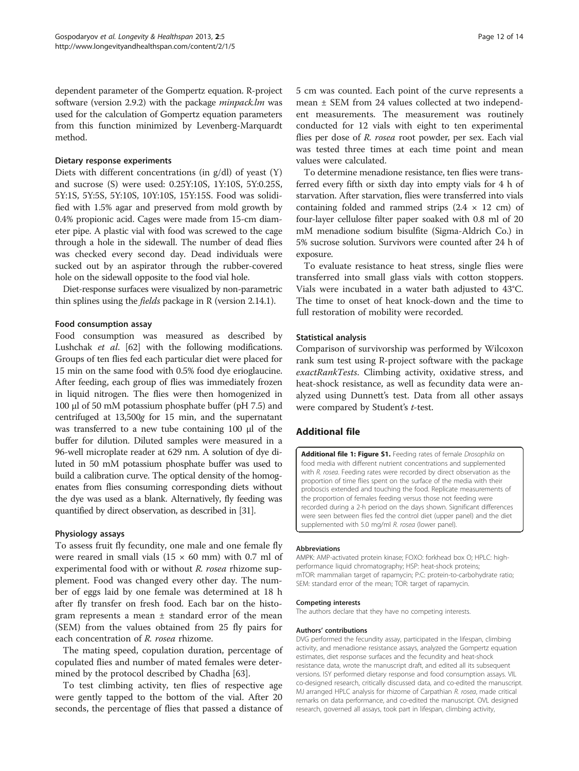dependent parameter of the Gompertz equation. R-project software (version 2.9.2) with the package *minpack.lm* was used for the calculation of Gompertz equation parameters from this function minimized by Levenberg-Marquardt method.

#### Dietary response experiments

Diets with different concentrations (in g/dl) of yeast (Y) and sucrose (S) were used: 0.25Y:10S, 1Y:10S, 5Y:0.25S, 5Y:1S, 5Y:5S, 5Y:10S, 10Y:10S, 15Y:15S. Food was solidified with 1.5% agar and preserved from mold growth by 0.4% propionic acid. Cages were made from 15-cm diameter pipe. A plastic vial with food was screwed to the cage through a hole in the sidewall. The number of dead flies was checked every second day. Dead individuals were sucked out by an aspirator through the rubber-covered hole on the sidewall opposite to the food vial hole.

Diet-response surfaces were visualized by non-parametric thin splines using the *fields* package in R (version 2.14.1).

#### Food consumption assay

Food consumption was measured as described by Lushchak *et al.* [62] with the following modifications. Groups of ten flies fed each particular diet were placed for 15 min on the same food with 0.5% food dye erioglaucine. After feeding, each group of flies was immediately frozen in liquid nitrogen. The flies were then homogenized in 100 μl of 50 mM potassium phosphate buffer (pH 7.5) and centrifuged at 13,500*g* for 15 min, and the supernatant was transferred to a new tube containing 100 μl of the buffer for dilution. Diluted samples were measured in a 96-well microplate reader at 629 nm. A solution of dye diluted in 50 mM potassium phosphate buffer was used to build a calibration curve. The optical density of the homogenates from flies consuming corresponding diets without the dye was used as a blank. Alternatively, fly feeding was quantified by direct observation, as described in [31].

#### Physiology assays

To assess fruit fly fecundity, one male and one female fly were reared in small vials (15 × 60 mm) with 0.7 ml of experimental food with or without *R. rosea* rhizome supplement. Food was changed every other day. The number of eggs laid by one female was determined at 18 h after fly transfer on fresh food. Each bar on the histogram represents a mean ± standard error of the mean (SEM) from the values obtained from 25 fly pairs for each concentration of *R. rosea* rhizome.

The mating speed, copulation duration, percentage of copulated flies and number of mated females were determined by the protocol described by Chadha [63].

To test climbing activity, ten flies of respective age were gently tapped to the bottom of the vial. After 20 seconds, the percentage of flies that passed a distance of 5 cm was counted. Each point of the curve represents a mean ± SEM from 24 values collected at two independent measurements. The measurement was routinely conducted for 12 vials with eight to ten experimental flies per dose of *R. rosea* root powder, per sex. Each vial was tested three times at each time point and mean values were calculated.

To determine menadione resistance, ten flies were transferred every fifth or sixth day into empty vials for 4 h of starvation. After starvation, flies were transferred into vials containing folded and rammed strips (2.4 × 12 cm) of four-layer cellulose filter paper soaked with 0.8 ml of 20 mM menadione sodium bisulfite (Sigma-Aldrich Co.) in 5% sucrose solution. Survivors were counted after 24 h of exposure.

To evaluate resistance to heat stress, single flies were transferred into small glass vials with cotton stoppers. Vials were incubated in a water bath adjusted to 43°C. The time to onset of heat knock-down and the time to full restoration of mobility were recorded.

#### Statistical analysis

Comparison of survivorship was performed by Wilcoxon rank sum test using R-project software with the package *exactRankTests*. Climbing activity, oxidative stress, and heat-shock resistance, as well as fecundity data were analyzed using Dunnett's test. Data from all other assays were compared by Student's *t*-test.

## Additional file

**Additional file 1: Figure S1.** Feeding rates of female *Drosophila* on food media with different nutrient concentrations and supplemented with *R. rosea*. Feeding rates were recorded by direct observation as the proportion of time flies spent on the surface of the media with their proboscis extended and touching the food. Replicate measurements of the proportion of females feeding versus those not feeding were recorded during a 2-h period on the days shown. Significant differences were seen between flies fed the control diet (upper panel) and the diet supplemented with 5.0 mg/ml *R. rosea* (lower panel).

#### Abbreviations

AMPK: AMP-activated protein kinase; FOXO: forkhead box O; HPLC: high-performance liquid chromatography; HSP: heat-shock proteins; mTOR: mammalian target of rapamycin; P:C: protein-to-carbohydrate ratio; SEM: standard error of the mean; TOR: target of rapamycin.

#### Competing interests

The authors declare that they have no competing interests.

#### Authors' contributions

DVG performed the fecundity assay, participated in the lifespan, climbing activity, and menadione resistance assays, analyzed the Gompertz equation estimates, diet response surfaces and the fecundity and heat-shock resistance data, wrote the manuscript draft, and edited all its subsequent versions. ISY performed dietary response and food consumption assays. VIL co-designed research, critically discussed data, and co-edited the manuscript. MJ arranged HPLC analysis for rhizome of Carpathian *R. rosea*, made critical remarks on data performance, and co-edited the manuscript. OVL designed research, governed all assays, took part in lifespan, climbing activity,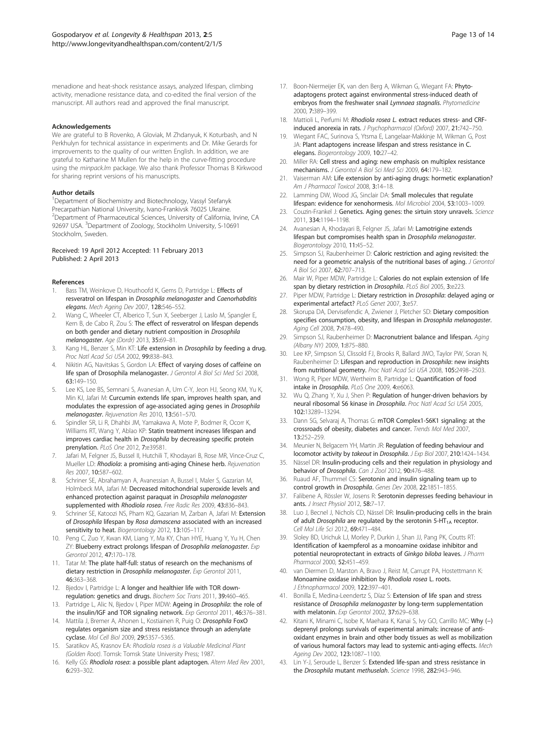menadione and heat-shock resistance assays, analyzed lifespan, climbing activity, menadione resistance data, and co-edited the final version of the manuscript. All authors read and approved the final manuscript.

### Acknowledgements

We are grateful to B Rovenko, A Gloviak, M Zhdanyuk, K Koturbash, and N Perkhulyn for technical assistance in experiments and Dr. Mike Gerards for improvements to the quality of our written English. In addition, we are grateful to Katharine M Mullen for the help in the curve-fitting procedure using the *minpack.lm* package. We also thank Professor Thomas B Kirkwood for sharing reprint versions of his manuscripts.

### Author details

[1]Department of Biochemistry and Biotechnology, Vassyl Stefanyk Precarpathian National University, Ivano-Frankivsk 76025 Ukraine. [2]Department of Pharmaceutical Sciences, University of California, Irvine, CA 92697 USA. [3]Department of Zoology, Stockholm University, S-10691 Stockholm, Sweden.

Received: 19 April 2012 Accepted: 11 February 2013
Published: 2 April 2013

### References

1. Bass TM, Weinkove D, Houthoofd K, Gems D, Partridge L: **Effects of resveratrol on lifespan in *Drosophila melanogaster* and *Caenorhabditis elegans*.** *Mech Ageing Dev* 2007, **128:**546–552.
2. Wang C, Wheeler CT, Alberico T, Sun X, Seeberger J, Laslo M, Spangler E, Kern B, de Cabo R, Zou S: **The effect of resveratrol on lifespan depends on both gender and dietary nutrient composition in *Drosophila melanogaster*.** *Age (Dordr)* 2013, **35:**69–81.
3. Kang HL, Benzer S, Min KT: **Life extension in *Drosophila* by feeding a drug.** *Proc Natl Acad Sci USA* 2002, **99:**838–843.
4. Nikitin AG, Navitskas S, Gordon LA: **Effect of varying doses of caffeine on life span of Drosophila melanogaster.** *J Gerontol A Biol Sci Med Sci* 2008, **63:**149–150.
5. Lee KS, Lee BS, Semnani S, Avanesian A, Um C-Y, Jeon HJ, Seong KM, Yu K, Min KJ, Jafari M: **Curcumin extends life span, improves health span, and modulates the expression of age-associated aging genes in *Drosophila melanogaster*.** *Rejuvenation Res* 2010, **13:**561–570.
6. Spindler SR, Li R, Dhahbi JM, Yamakawa A, Mote P, Bodmer R, Ocorr K, Williams RT, Wang Y, Ablao KP: **Statin treatment increases lifespan and improves cardiac health in *Drosophila* by decreasing specific protein prenylation.** *PLoS One* 2012, **7:**e39581.
7. Jafari M, Felgner JS, Bussel II, Hutchili T, Khodayari B, Rose MR, Vince-Cruz C, Mueller LD: ***Rhodiola*: a promising anti-aging Chinese herb.** *Rejuvenation Res* 2007, **10:**587–602.
8. Schriner SE, Abrahamyan A, Avanessian A, Bussel I, Maler S, Gazarian M, Holmbeck MA, Jafari M: **Decreased mitochondrial superoxide levels and enhanced protection against paraquat in *Drosophila melanogaster* supplemented with *Rhodiola rosea*.** *Free Radic Res* 2009, **43:**836–843.
9. Schriner SE, Katoozi NS, Pham KQ, Gazarian M, Zarban A, Jafari M: **Extension of *Drosophila* lifespan by *Rosa damascena* associated with an increased sensitivity to heat.** *Biogerontology* 2012, **13:**105–117.
10. Peng C, Zuo Y, Kwan KM, Liang Y, Ma KY, Chan HYE, Huang Y, Yu H, Chen ZY: **Blueberry extract prolongs lifespan of *Drosophila melanogaster*.** *Exp Gerontol* 2012, **47:**170–178.
11. Tatar M: **The plate half-full: status of research on the mechanisms of dietary restriction in *Drosophila melanogaster*.** *Exp Gerontol* 2011, **46:**363–368.
12. Bjedov I, Partridge L: **A longer and healthier life with TOR down-regulation: genetics and drugs.** *Biochem Soc Trans* 2011, **39:**460–465.
13. Partridge L, Alic N, Bjedov I, Piper MDW: **Ageing in *Drosophila*: the role of the insulin/IGF and TOR signaling network.** *Exp Gerontol* 2011, **46:**376–381.
14. Mattila J, Bremer A, Ahonen L, Kostiainen R, Puig O: ***Drosophila* FoxO regulates organism size and stress resistance through an adenylate cyclase.** *Mol Cell Biol* 2009, **29:**5357–5365.
15. Saratikov AS, Krasnov EA: *Rhodiola rosea is a Valuable Medicinal Plant (Golden Root)*. Tomsk: Tomsk State University Press; 1987.
16. Kelly GS: ***Rhodiola rosea*: a possible plant adaptogen.** *Altern Med Rev* 2001, **6:**293–302.
17. Boon-Niermeijer EK, van den Berg A, Wikman G, Wiegant FA: **Phyto-adaptogens protect against environmental stress-induced death of embryos from the freshwater snail *Lymnaea stagnalis*.** *Phytomedicine* 2000, **7:**389–399.
18. Mattioli L, Perfumi M: ***Rhodiola rosea L.* extract reduces stress- and CRF-induced anorexia in rats.** *J Psychopharmacol (Oxford)* 2007, **21:**742–750.
19. Wiegant FAC, Surinova S, Ytsma E, Langelaar-Makkinje M, Wikman G, Post JA: **Plant adaptogens increase lifespan and stress resistance in C. elegans.** *Biogerontology* 2009, **10:**27–42.
20. Miller RA: **Cell stress and aging: new emphasis on multiplex resistance mechanisms.** *J Gerontol A Biol Sci Med Sci* 2009, **64:**179–182.
21. Vaiserman AM: **Life extension by anti-aging drugs: hormetic explanation?** *Am J Pharmacol Toxicol* 2008, **3:**14–18.
22. Lamming DW, Wood JG, Sinclair DA: **Small molecules that regulate lifespan: evidence for xenohormesis.** *Mol Microbiol* 2004, **53:**1003–1009.
23. Couzin-Frankel J: **Genetics. Aging genes: the sirtuin story unravels.** *Science* 2011, **334:**1194–1198.
24. Avanesian A, Khodayari B, Felgner JS, Jafari M: **Lamotrigine extends lifespan but compromises health span in *Drosophila melanogaster*.** *Biogerontology* 2010, **11:**45–52.
25. Simpson SJ, Raubenheimer D: **Caloric restriction and aging revisited: the need for a geometric analysis of the nutritional bases of aging.** *J Gerontol A Biol Sci* 2007, **62:**707–713.
26. Mair W, Piper MDW, Partridge L: **Calories do not explain extension of life span by dietary restriction in *Drosophila*.** *PLoS Biol* 2005, **3:**e223.
27. Piper MDW, Partridge L: **Dietary restriction in *Drosophila*: delayed aging or experimental artefact?** *PLoS Genet* 2007, **3:**e57.
28. Skorupa DA, Dervisefendic A, Zwiener J, Pletcher SD: **Dietary composition specifies consumption, obesity, and lifespan in *Drosophila melanogaster*.** *Aging Cell* 2008, **7:**478–490.
29. Simpson SJ, Raubenheimer D: **Macronutrient balance and lifespan.** *Aging (Albany NY)* 2009, **1:**875–880.
30. Lee KP, Simpson SJ, Clissold FJ, Brooks R, Ballard JWO, Taylor PW, Soran N, Raubenheimer D: **Lifespan and reproduction in *Drosophila*: new insights from nutritional geometry.** *Proc Natl Acad Sci USA* 2008, **105:**2498–2503.
31. Wong R, Piper MDW, Wertheim B, Partridge L: **Quantification of food intake in *Drosophila*.** *PLoS One* 2009, **4:**e6063.
32. Wu Q, Zhang Y, Xu J, Shen P: **Regulation of hunger-driven behaviors by neural ribosomal S6 kinase in *Drosophila*.** *Proc Natl Acad Sci USA* 2005, **102:**13289–13294.
33. Dann SG, Selvaraj A, Thomas G: **mTOR Complex1-S6K1 signaling: at the crossroads of obesity, diabetes and cancer.** *Trends Mol Med* 2007, **13:**252–259.
34. Meunier N, Belgacem YH, Martin JR: **Regulation of feeding behaviour and locomotor activity by *takeout* in *Drosophila*.** *J Exp Biol* 2007, **210:**1424–1434.
35. Nässel DR: **Insulin-producing cells and their regulation in physiology and behavior of *Drosophila*.** *Can J Zool* 2012, **90:**476–488.
36. Ruaud AF, Thummel CS: **Serotonin and insulin signaling team up to control growth in *Drosophila*.** *Genes Dev* 2008, **22:**1851–1855.
37. Falibene A, Rössler W, Josens R: **Serotonin depresses feeding behaviour in ants.** *J Insect Physiol* 2012, **58:**7–17.
38. Luo J, Becnel J, Nichols CD, Nässel DR: **Insulin-producing cells in the brain of adult *Drosophila* are regulated by the serotonin 5-HT$_{1A}$ receptor.** *Cell Mol Life Sci* 2012, **69:**471–484.
39. Sloley BD, Urichuk LJ, Morley P, Durkin J, Shan JJ, Pang PK, Coutts RT: **Identification of kaempferol as a monoamine oxidase inhibitor and potential neuroprotectant in extracts of *Ginkgo biloba* leaves.** *J Pharm Pharmacol* 2000, **52:**451–459.
40. van Diermen D, Marston A, Bravo J, Reist M, Carrupt PA, Hostettmann K: **Monoamine oxidase inhibition by *Rhodiola rosea* L. roots.** *J Ethnopharmacol* 2009, **122:**397–401.
41. Bonilla E, Medina-Leendertz S, Díaz S: **Extension of life span and stress resistance of *Drosophila melanogaster* by long-term supplementation with melatonin.** *Exp Gerontol* 2002, **37:**629–638.
42. Kitani K, Minami C, Isobe K, Maehara K, Kanai S, Ivy GO, Carrillo MC: **Why (–) deprenyl prolongs survivals of experimental animals: increase of anti-oxidant enzymes in brain and other body tissues as well as mobilization of various humoral factors may lead to systemic anti-aging effects.** *Mech Ageing Dev* 2002, **123:**1087–1100.
43. Lin Y-J, Seroude L, Benzer S: **Extended life-span and stress resistance in the *Drosophila* mutant *methuselah*.** *Science* 1998, **282:**943–946.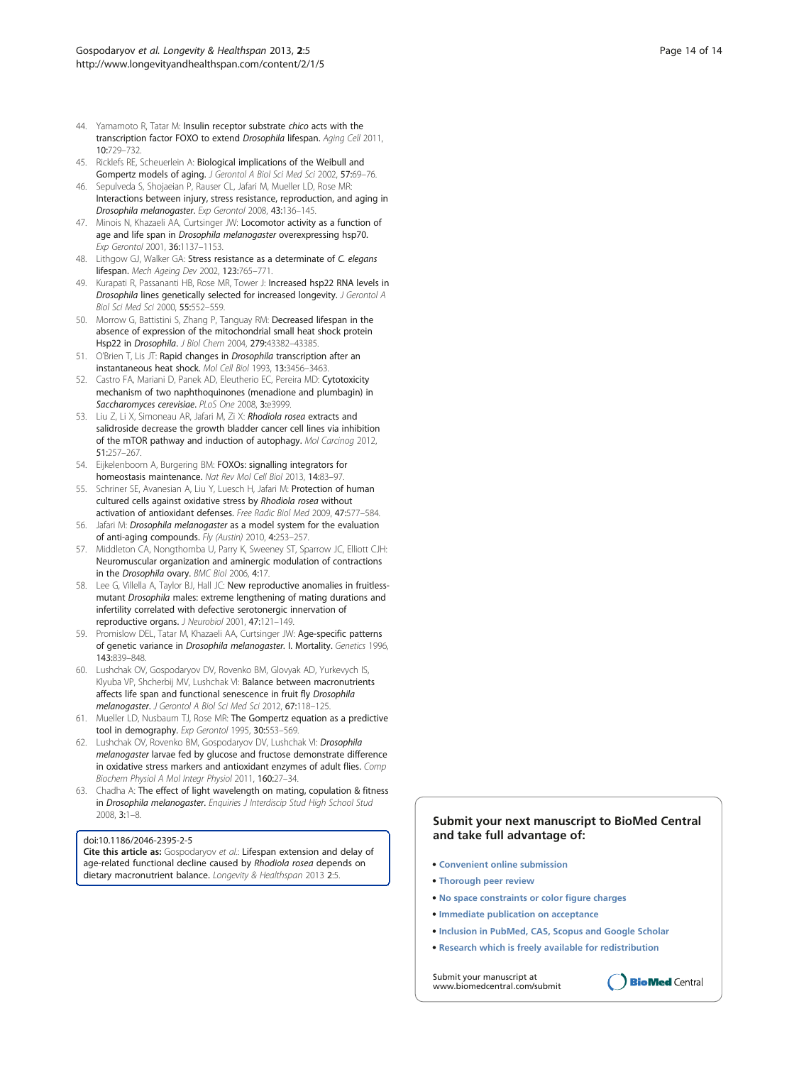44. Yamamoto R, Tatar M: Insulin receptor substrate *chico* acts with the transcription factor FOXO to extend *Drosophila* lifespan. *Aging Cell* 2011, **10:**729–732.
45. Ricklefs RE, Scheuerlein A: Biological implications of the Weibull and Gompertz models of aging. *J Gerontol A Biol Sci Med Sci* 2002, **57:**69–76.
46. Sepulveda S, Shojaeian P, Rauser CL, Jafari M, Mueller LD, Rose MR: Interactions between injury, stress resistance, reproduction, and aging in *Drosophila melanogaster*. *Exp Gerontol* 2008, **43:**136–145.
47. Minois N, Khazaeli AA, Curtsinger JW: Locomotor activity as a function of age and life span in *Drosophila melanogaster* overexpressing hsp70. *Exp Gerontol* 2001, **36:**1137–1153.
48. Lithgow GJ, Walker GA: Stress resistance as a determinate of *C. elegans* lifespan. *Mech Ageing Dev* 2002, **123:**765–771.
49. Kurapati R, Passananti HB, Rose MR, Tower J: Increased hsp22 RNA levels in *Drosophila* lines genetically selected for increased longevity. *J Gerontol A Biol Sci Med Sci* 2000, **55:**552–559.
50. Morrow G, Battistini S, Zhang P, Tanguay RM: Decreased lifespan in the absence of expression of the mitochondrial small heat shock protein Hsp22 in *Drosophila*. *J Biol Chem* 2004, **279:**43382–43385.
51. O'Brien T, Lis JT: Rapid changes in *Drosophila* transcription after an instantaneous heat shock. *Mol Cell Biol* 1993, **13:**3456–3463.
52. Castro FA, Mariani D, Panek AD, Eleutherio EC, Pereira MD: Cytotoxicity mechanism of two naphthoquinones (menadione and plumbagin) in *Saccharomyces cerevisiae*. *PLoS One* 2008, **3:**e3999.
53. Liu Z, Li X, Simoneau AR, Jafari M, Zi X: *Rhodiola rosea* extracts and salidroside decrease the growth bladder cancer cell lines via inhibition of the mTOR pathway and induction of autophagy. *Mol Carcinog* 2012, **51:**257–267.
54. Eijkelenboom A, Burgering BM: FOXOs: signalling integrators for homeostasis maintenance. *Nat Rev Mol Cell Biol* 2013, **14:**83–97.
55. Schriner SE, Avanesian A, Liu Y, Luesch H, Jafari M: Protection of human cultured cells against oxidative stress by *Rhodiola rosea* without activation of antioxidant defenses. *Free Radic Biol Med* 2009, **47:**577–584.
56. Jafari M: *Drosophila melanogaster* as a model system for the evaluation of anti-aging compounds. *Fly (Austin)* 2010, **4:**253–257.
57. Middleton CA, Nongthomba U, Parry K, Sweeney ST, Sparrow JC, Elliott CJH: Neuromuscular organization and aminergic modulation of contractions in the *Drosophila* ovary. *BMC Biol* 2006, **4:**17.
58. Lee G, Villella A, Taylor BJ, Hall JC: New reproductive anomalies in fruitless-mutant *Drosophila* males: extreme lengthening of mating durations and infertility correlated with defective serotonergic innervation of reproductive organs. *J Neurobiol* 2001, **47:**121–149.
59. Promislow DEL, Tatar M, Khazaeli AA, Curtsinger JW: Age-specific patterns of genetic variance in *Drosophila melanogaster*. I. Mortality. *Genetics* 1996, **143:**839–848.
60. Lushchak OV, Gospodaryov DV, Rovenko BM, Glovyak AD, Yurkevych IS, Klyuba VP, Shcherbij MV, Lushchak VI: Balance between macronutrients affects life span and functional senescence in fruit fly *Drosophila melanogaster*. *J Gerontol A Biol Sci Med Sci* 2012, **67:**118–125.
61. Mueller LD, Nusbaum TJ, Rose MR: The Gompertz equation as a predictive tool in demography. *Exp Gerontol* 1995, **30:**553–569.
62. Lushchak OV, Rovenko BM, Gospodaryov DV, Lushchak VI: *Drosophila melanogaster* larvae fed by glucose and fructose demonstrate difference in oxidative stress markers and antioxidant enzymes of adult flies. *Comp Biochem Physiol A Mol Integr Physiol* 2011, **160:**27–34.
63. Chadha A: The effect of light wavelength on mating, copulation & fitness in *Drosophila melanogaster*. *Enquiries J Interdiscip Stud High School Stud* 2008, **3:**1–8.

doi:10.1186/2046-2395-2-5

**Cite this article as:** Gospodaryov *et al.*: Lifespan extension and delay of age-related functional decline caused by *Rhodiola rosea* depends on dietary macronutrient balance. *Longevity & Healthspan* 2013 **2**:5.

**Submit your next manuscript to BioMed Central and take full advantage of:**

- Convenient online submission
- Thorough peer review
- No space constraints or color figure charges
- Immediate publication on acceptance
- Inclusion in PubMed, CAS, Scopus and Google Scholar
- Research which is freely available for redistribution

Submit your manuscript at
www.biomedcentral.com/submit

BioMed Central